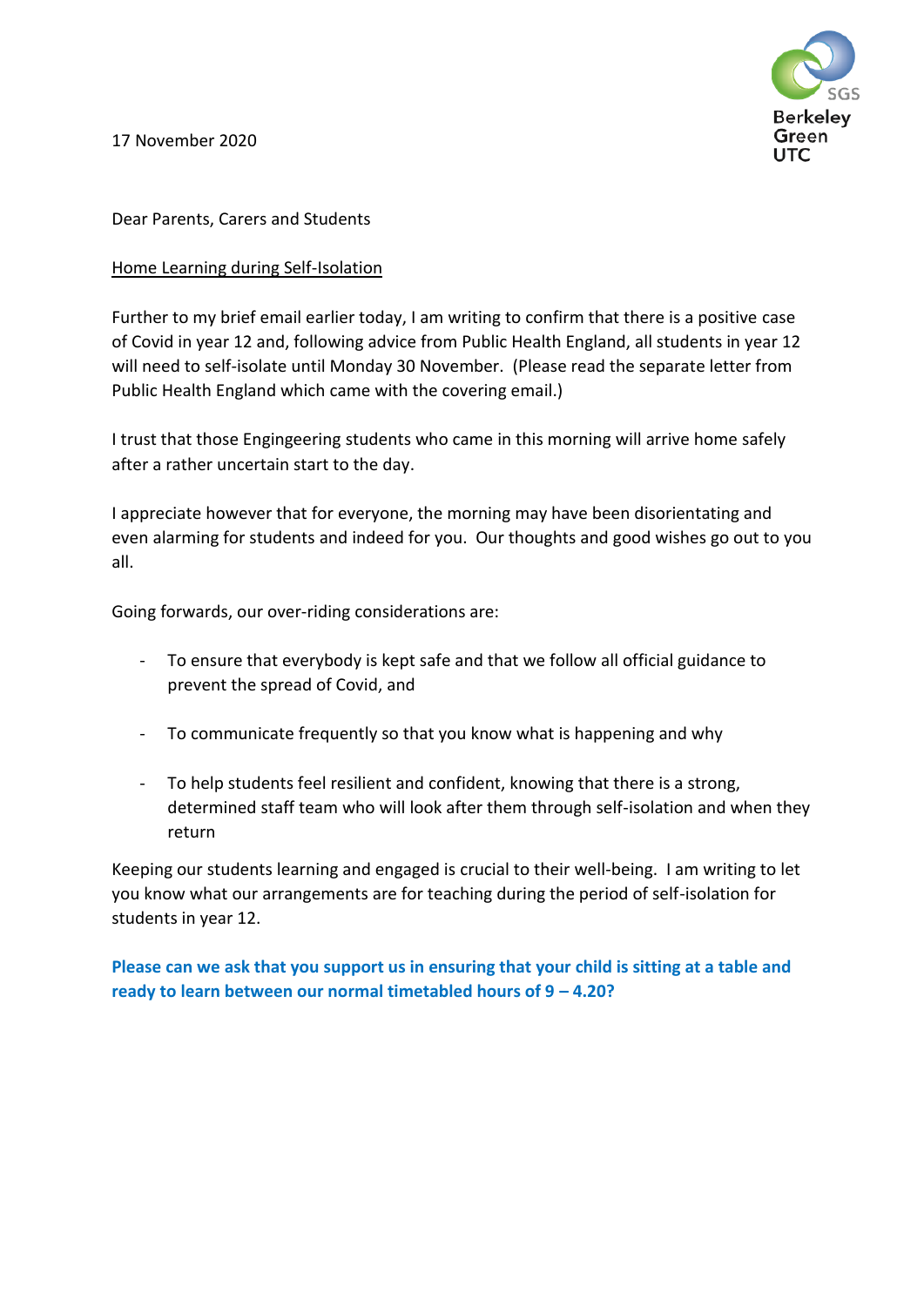SGS Berkeley Green UTC

17 November 2020

Dear Parents, Carers and Students

Home Learning during Self-Isolation

Further to my brief email earlier today, I am writing to confirm that there is a positive case of Covid in year 12 and, following advice from Public Health England, all students in year 12 will need to self-isolate until Monday 30 November. (Please read the separate letter from Public Health England which came with the covering email.)

I trust that those Engingeering students who came in this morning will arrive home safely after a rather uncertain start to the day.

I appreciate however that for everyone, the morning may have been disorientating and even alarming for students and indeed for you. Our thoughts and good wishes go out to you all.

Going forwards, our over-riding considerations are:

- To ensure that everybody is kept safe and that we follow all official guidance to prevent the spread of Covid, and
- To communicate frequently so that you know what is happening and why
- To help students feel resilient and confident, knowing that there is a strong, determined staff team who will look after them through self-isolation and when they return

Keeping our students learning and engaged is crucial to their well-being. I am writing to let you know what our arrangements are for teaching during the period of self-isolation for students in year 12.

**Please can we ask that you support us in ensuring that your child is sitting at a table and ready to learn between our normal timetabled hours of 9 – 4.20?**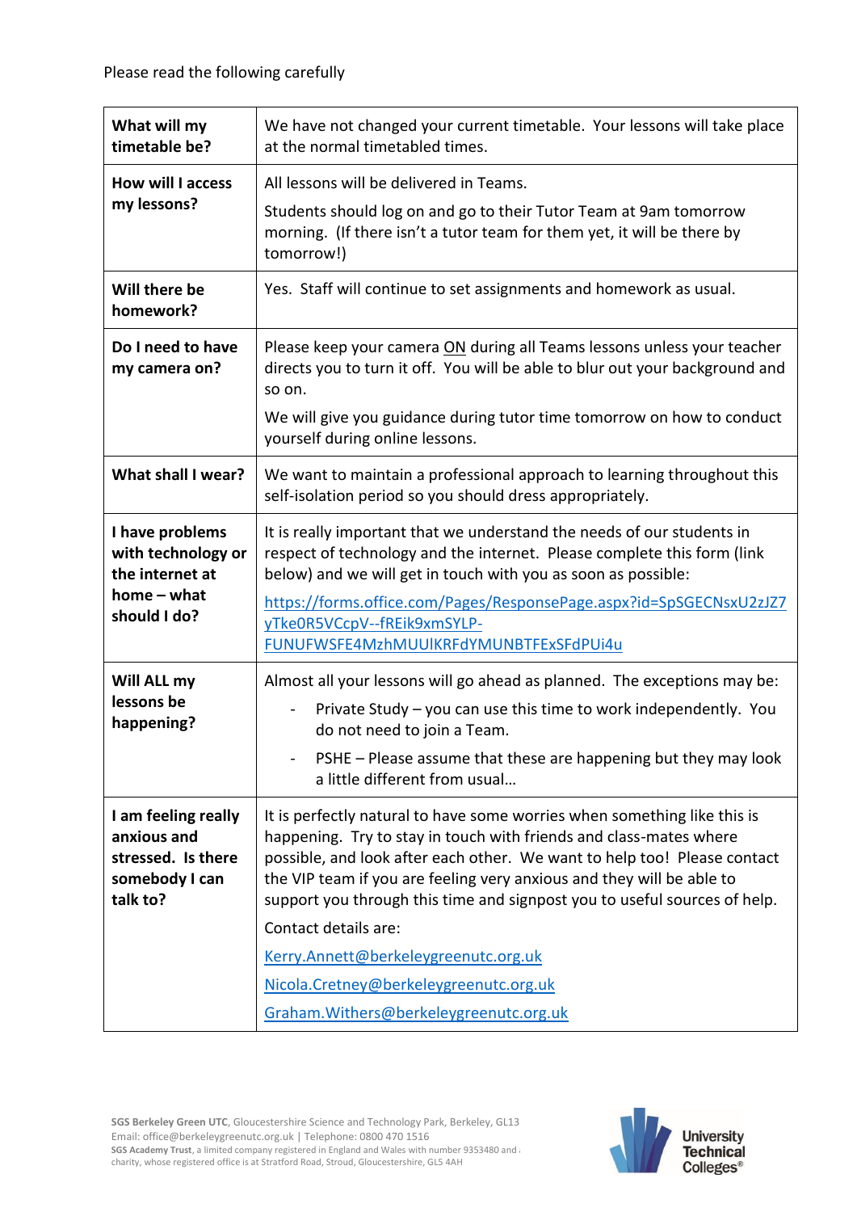Please read the following carefully

| | |
|---|---|
| **What will my timetable be?** | We have not changed your current timetable. Your lessons will take place at the normal timetabled times. |
| **How will I access my lessons?** | All lessons will be delivered in Teams.<br><br>Students should log on and go to their Tutor Team at 9am tomorrow morning. (If there isn't a tutor team for them yet, it will be there by tomorrow!) |
| **Will there be homework?** | Yes. Staff will continue to set assignments and homework as usual. |
| **Do I need to have my camera on?** | Please keep your camera <u>ON</u> during all Teams lessons unless your teacher directs you to turn it off. You will be able to blur out your background and so on.<br><br>We will give you guidance during tutor time tomorrow on how to conduct yourself during online lessons. |
| **What shall I wear?** | We want to maintain a professional approach to learning throughout this self-isolation period so you should dress appropriately. |
| **I have problems with technology or the internet at home – what should I do?** | It is really important that we understand the needs of our students in respect of technology and the internet. Please complete this form (link below) and we will get in touch with you as soon as possible:<br><br>https://forms.office.com/Pages/ResponsePage.aspx?id=SpSGECNsxU2zJZ7yTke0R5VCcpV--fREik9xmSYLP-FUNUFWSFE4MzhMUUlKRFdYMUNBTFExSFdPUi4u |
| **Will ALL my lessons be happening?** | Almost all your lessons will go ahead as planned. The exceptions may be:<br><br>- Private Study – you can use this time to work independently. You do not need to join a Team.<br>- PSHE – Please assume that these are happening but they may look a little different from usual… |
| **I am feeling really anxious and stressed. Is there somebody I can talk to?** | It is perfectly natural to have some worries when something like this is happening. Try to stay in touch with friends and class-mates where possible, and look after each other. We want to help too! Please contact the VIP team if you are feeling very anxious and they will be able to support you through this time and signpost you to useful sources of help.<br><br>Contact details are:<br><br>Kerry.Annett@berkeleygreenutc.org.uk<br><br>Nicola.Cretney@berkeleygreenutc.org.uk<br><br>Graham.Withers@berkeleygreenutc.org.uk |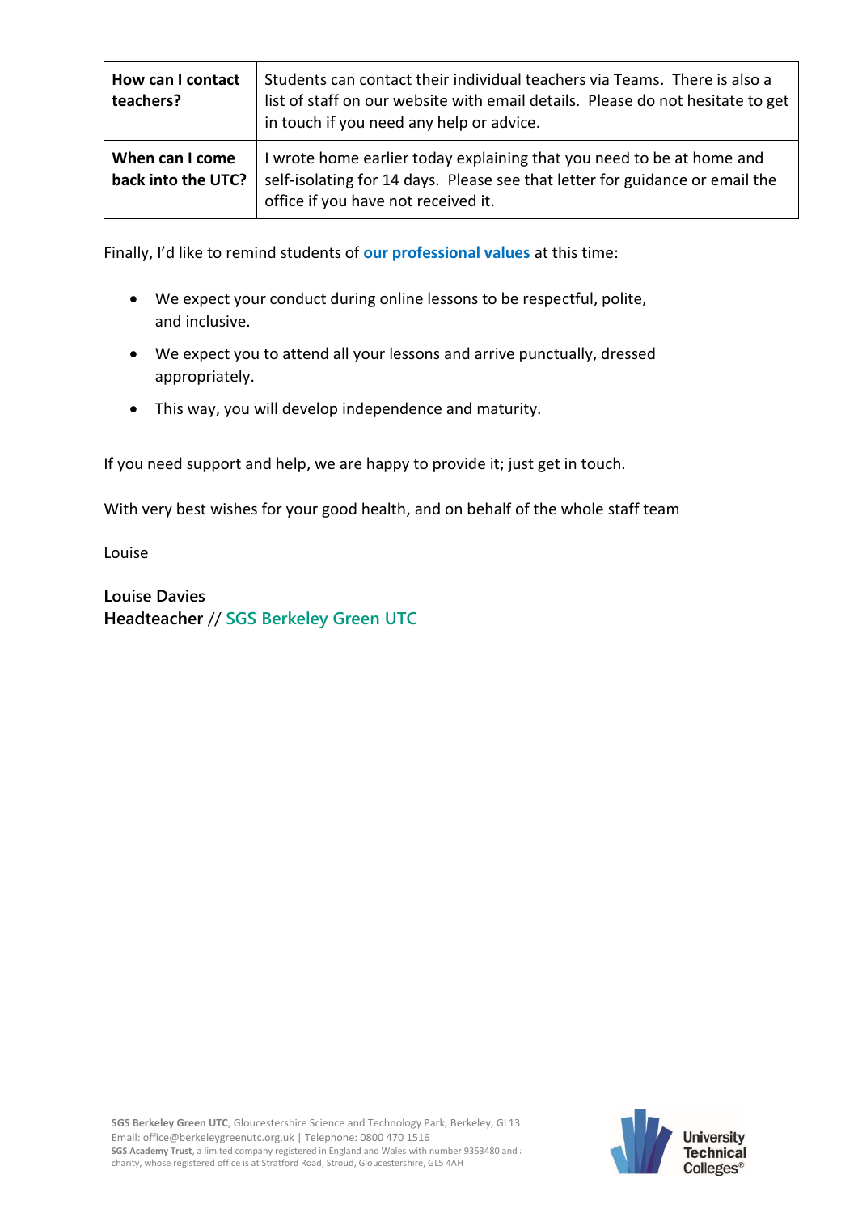| | |
|---|---|
| **How can I contact teachers?** | Students can contact their individual teachers via Teams. There is also a list of staff on our website with email details. Please do not hesitate to get in touch if you need any help or advice. |
| **When can I come back into the UTC?** | I wrote home earlier today explaining that you need to be at home and self-isolating for 14 days. Please see that letter for guidance or email the office if you have not received it. |

Finally, I'd like to remind students of **our professional values** at this time:

- We expect your conduct during online lessons to be respectful, polite, and inclusive.
- We expect you to attend all your lessons and arrive punctually, dressed appropriately.
- This way, you will develop independence and maturity.

If you need support and help, we are happy to provide it; just get in touch.

With very best wishes for your good health, and on behalf of the whole staff team

Louise

**Louise Davies**
**Headteacher** // SGS Berkeley Green UTC

**SGS Berkeley Green UTC**, Gloucestershire Science and Technology Park, Berkeley, GL13
Email: office@berkeleygreenutc.org.uk | Telephone: 0800 470 1516
**SGS Academy Trust**, a limited company registered in England and Wales with number 9353480 and a charity, whose registered office is at Stratford Road, Stroud, Gloucestershire, GL5 4AH

University Technical Colleges®